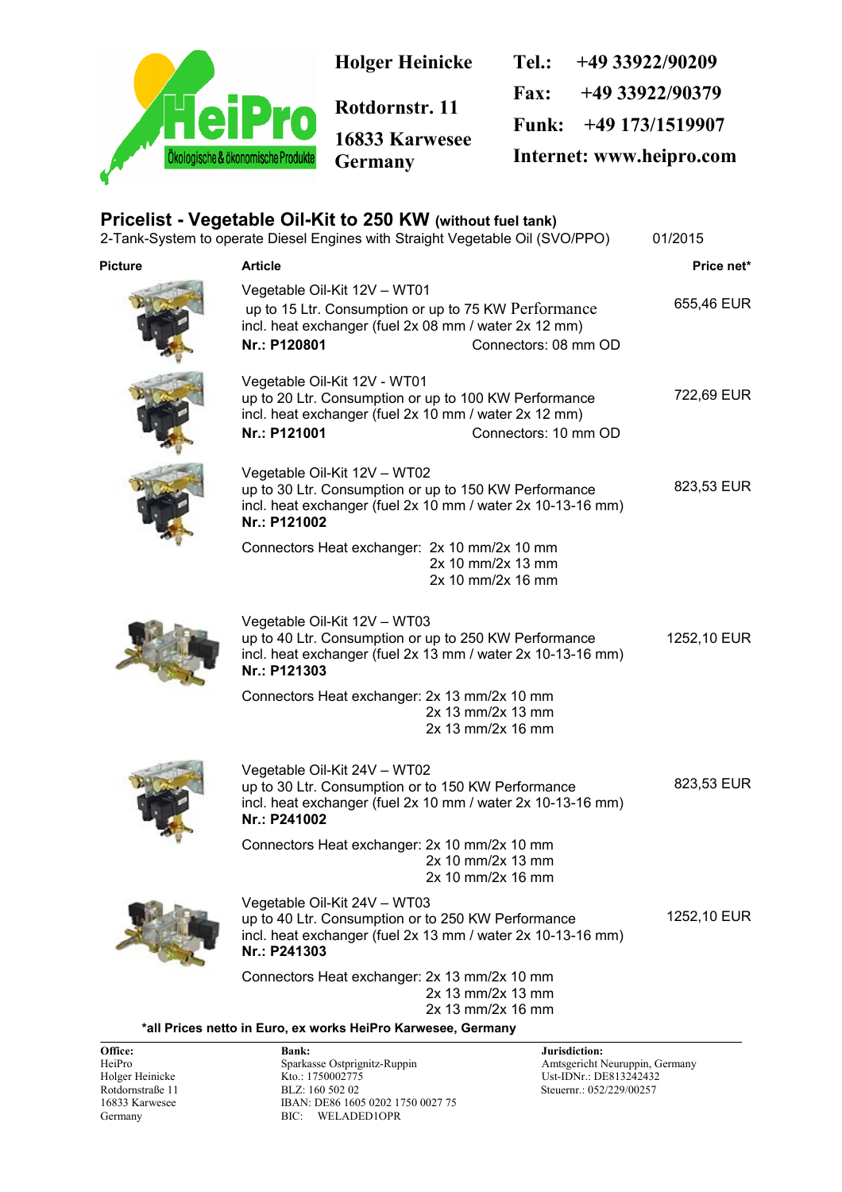**Holger Heinicke**

Rotdornstr. 11

16833 Karwesee

Germany

**Tel.:** +49 33922/90209

**Fax:** +49 33922/90379

**Funk:** +49 173/1519907

**Internet:** www.heipro.com

## Pricelist - Vegetable Oil-Kit to 250 KW (without fuel tank)

2-Tank-System to operate Diesel Engines with Straight Vegetable Oil (SVO/PPO) 01/2015

| Picture | Article | Price net* |
|---|---|---|
| | Vegetable Oil-Kit 12V – WT01<br>up to 15 Ltr. Consumption or up to 75 KW Performance<br>incl. heat exchanger (fuel 2x 08 mm / water 2x 12 mm)<br>**Nr.: P120801** Connectors: 08 mm OD | 655,46 EUR |
| | Vegetable Oil-Kit 12V - WT01<br>up to 20 Ltr. Consumption or up to 100 KW Performance<br>incl. heat exchanger (fuel 2x 10 mm / water 2x 12 mm)<br>**Nr.: P121001** Connectors: 10 mm OD | 722,69 EUR |
| | Vegetable Oil-Kit 12V – WT02<br>up to 30 Ltr. Consumption or up to 150 KW Performance<br>incl. heat exchanger (fuel 2x 10 mm / water 2x 10-13-16 mm)<br>**Nr.: P121002**<br>Connectors Heat exchanger: 2x 10 mm/2x 10 mm<br>2x 10 mm/2x 13 mm<br>2x 10 mm/2x 16 mm | 823,53 EUR |
| | Vegetable Oil-Kit 12V – WT03<br>up to 40 Ltr. Consumption or up to 250 KW Performance<br>incl. heat exchanger (fuel 2x 13 mm / water 2x 10-13-16 mm)<br>**Nr.: P121303**<br>Connectors Heat exchanger: 2x 13 mm/2x 10 mm<br>2x 13 mm/2x 13 mm<br>2x 13 mm/2x 16 mm | 1252,10 EUR |
| | Vegetable Oil-Kit 24V – WT02<br>up to 30 Ltr. Consumption or to 150 KW Performance<br>incl. heat exchanger (fuel 2x 10 mm / water 2x 10-13-16 mm)<br>**Nr.: P241002**<br>Connectors Heat exchanger: 2x 10 mm/2x 10 mm<br>2x 10 mm/2x 13 mm<br>2x 10 mm/2x 16 mm | 823,53 EUR |
| | Vegetable Oil-Kit 24V – WT03<br>up to 40 Ltr. Consumption or up to 250 KW Performance<br>incl. heat exchanger (fuel 2x 13 mm / water 2x 10-13-16 mm)<br>**Nr.: P241303**<br>Connectors Heat exchanger: 2x 13 mm/2x 10 mm<br>2x 13 mm/2x 13 mm<br>2x 13 mm/2x 16 mm | 1252,10 EUR |

**\*all Prices netto in Euro, ex works HeiPro Karwesee, Germany**

**Office:**
HeiPro
Holger Heinicke
Rotdornstraße 11
16833 Karwesee
Germany

**Bank:**
Sparkasse Ostprignitz-Ruppin
Kto.: 1750002775
BLZ: 160 502 02
IBAN: DE86 1605 0202 1750 0027 75
BIC: WELADED1OPR

**Jurisdiction:**
Amtsgericht Neuruppin, Germany
Ust-IDNr.: DE813242432
Steuernr.: 052/229/00257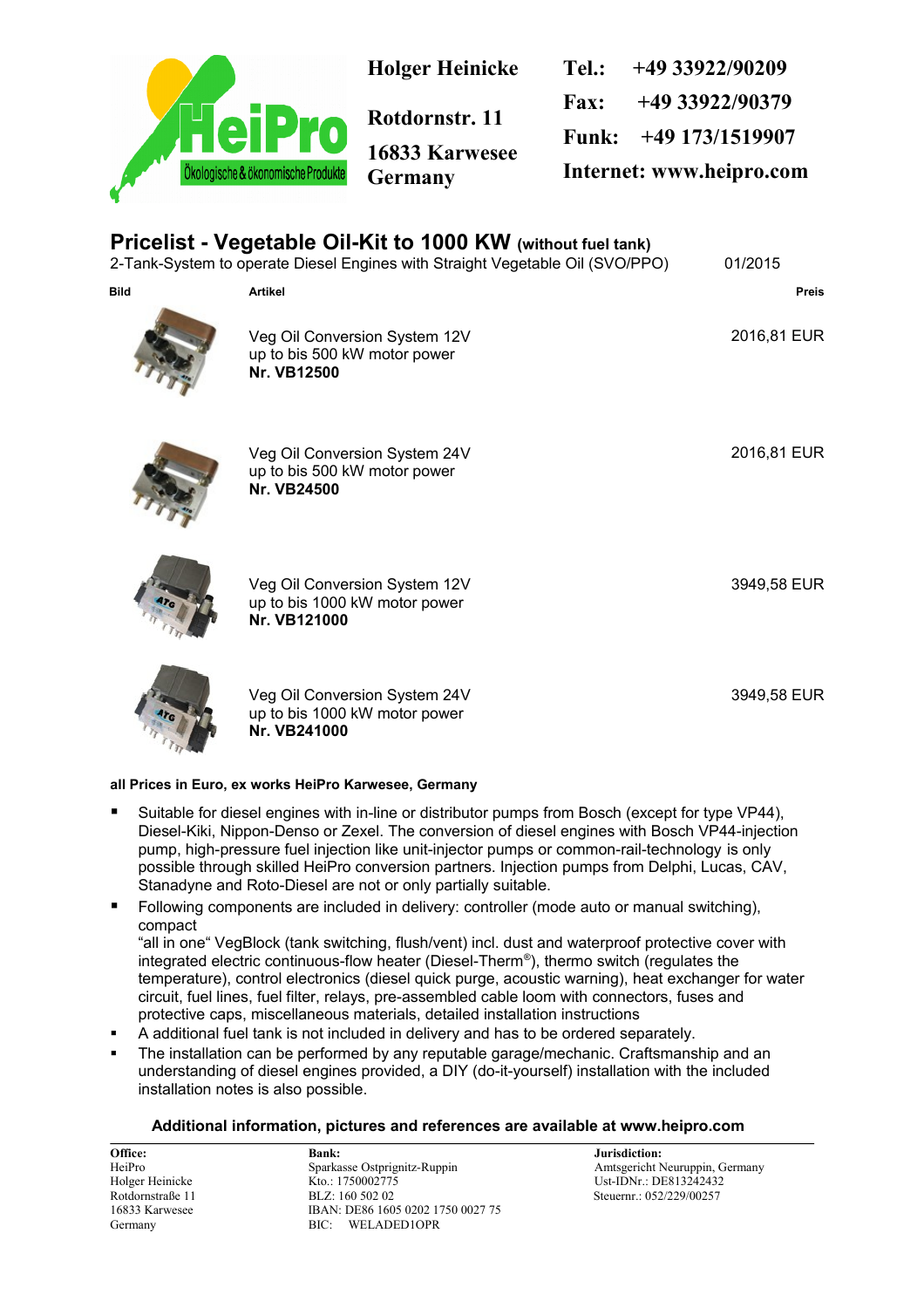HeiPro
Ökologische & ökonomische Produkte

**Holger Heinicke**

**Rotdornstr. 11**

**16833 Karwesee**
**Germany**

**Tel.: +49 33922/90209**
**Fax: +49 33922/90379**
**Funk: +49 173/1519907**
**Internet: www.heipro.com**

## Pricelist - Vegetable Oil-Kit to 1000 KW (without fuel tank)

2-Tank-System to operate Diesel Engines with Straight Vegetable Oil (SVO/PPO) 01/2015

| Bild | Artikel | Preis |
|---|---|---|
| | Veg Oil Conversion System 12V<br>up to bis 500 kW motor power<br>**Nr. VB12500** | 2016,81 EUR |
| | Veg Oil Conversion System 24V<br>up to bis 500 kW motor power<br>**Nr. VB24500** | 2016,81 EUR |
| | Veg Oil Conversion System 12V<br>up to bis 1000 kW motor power<br>**Nr. VB121000** | 3949,58 EUR |
| | Veg Oil Conversion System 24V<br>up to bis 1000 kW motor power<br>**Nr. VB241000** | 3949,58 EUR |

**all Prices in Euro, ex works HeiPro Karwesee, Germany**

- Suitable for diesel engines with in-line or distributor pumps from Bosch (except for type VP44), Diesel-Kiki, Nippon-Denso or Zexel. The conversion of diesel engines with Bosch VP44-injection pump, high-pressure fuel injection like unit-injector pumps or common-rail-technology is only possible through skilled HeiPro conversion partners. Injection pumps from Delphi, Lucas, CAV, Stanadyne and Roto-Diesel are not or only partially suitable.
- Following components are included in delivery: controller (mode auto or manual switching), compact
  “all in one“ VegBlock (tank switching, flush/vent) incl. dust and waterproof protective cover with integrated electric continuous-flow heater (Diesel-Therm®), thermo switch (regulates the temperature), control electronics (diesel quick purge, acoustic warning), heat exchanger for water circuit, fuel lines, fuel filter, relays, pre-assembled cable loom with connectors, fuses and protective caps, miscellaneous materials, detailed installation instructions
- A additional fuel tank is not included in delivery and has to be ordered separately.
- The installation can be performed by any reputable garage/mechanic. Craftsmanship and an understanding of diesel engines provided, a DIY (do-it-yourself) installation with the included installation notes is also possible.

**Additional information, pictures and references are available at www.heipro.com**

**Office:**
HeiPro
Holger Heinicke
Rotdornstraße 11
16833 Karwesee
Germany

**Bank:**
Sparkasse Ostprignitz-Ruppin
Kto.: 1750002775
BLZ: 160 502 02
IBAN: DE86 1605 0202 1750 0027 75
BIC: WELADED1OPR

**Jurisdiction:**
Amtsgericht Neuruppin, Germany
Ust-IDNr.: DE813242432
Steuernr.: 052/229/00257